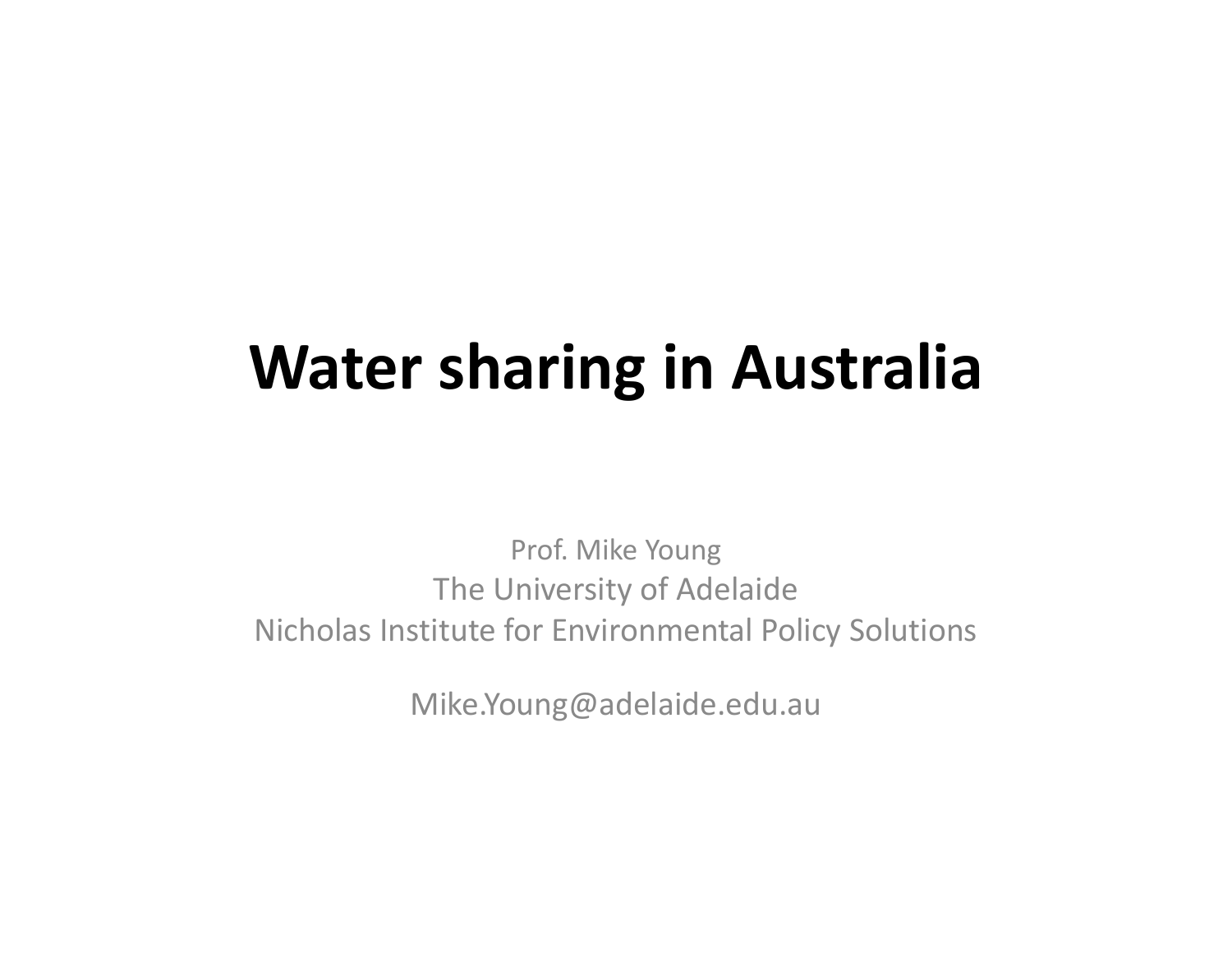# Water sharing in Australia

Prof. Mike Young
The University of Adelaide
Nicholas Institute for Environmental Policy Solutions

Mike.Young@adelaide.edu.au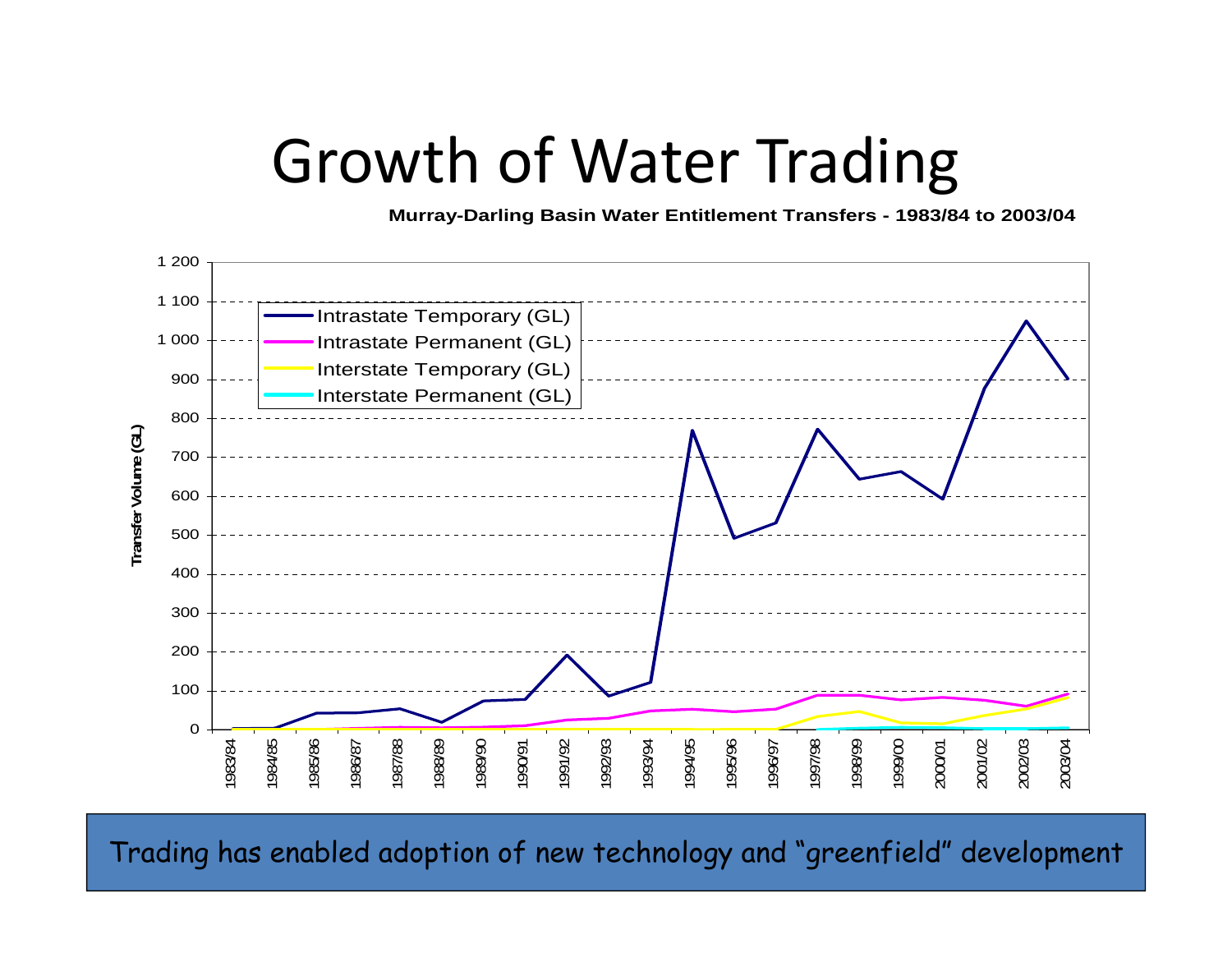# Growth of Water Trading

**Murray-Darling Basin Water Entitlement Transfers - 1983/84 to 2003/04**

Transfer Volume (GL)

Intrastate Temporary (GL)
Intrastate Permanent (GL)
Interstate Temporary (GL)
Interstate Permanent (GL)

1983/84, 1984/85, 1985/86, 1986/87, 1987/88, 1988/89, 1989/90, 1990/91, 1991/92, 1992/93, 1993/94, 1994/95, 1995/96, 1996/97, 1997/98, 1998/99, 1999/00, 2000/01, 2001/02, 2002/03, 2003/04

Trading has enabled adoption of new technology and "greenfield" development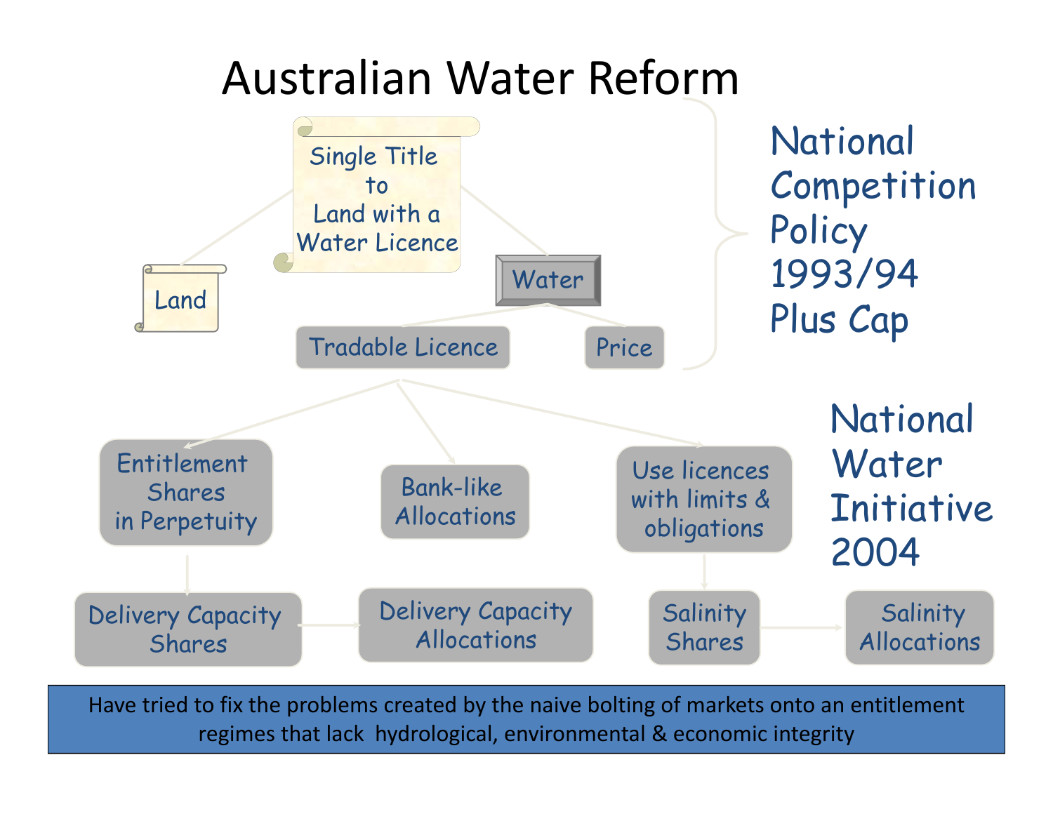# Australian Water Reform

Single Title to Land with a Water Licence

Land

Water

Tradable Licence

Price

National Competition Policy 1993/94 Plus Cap

Entitlement Shares in Perpetuity

Bank-like Allocations

Use licences with limits & obligations

National Water Initiative 2004

Delivery Capacity Shares

Delivery Capacity Allocations

Salinity Shares

Salinity Allocations

Have tried to fix the problems created by the naive bolting of markets onto an entitlement regimes that lack hydrological, environmental & economic integrity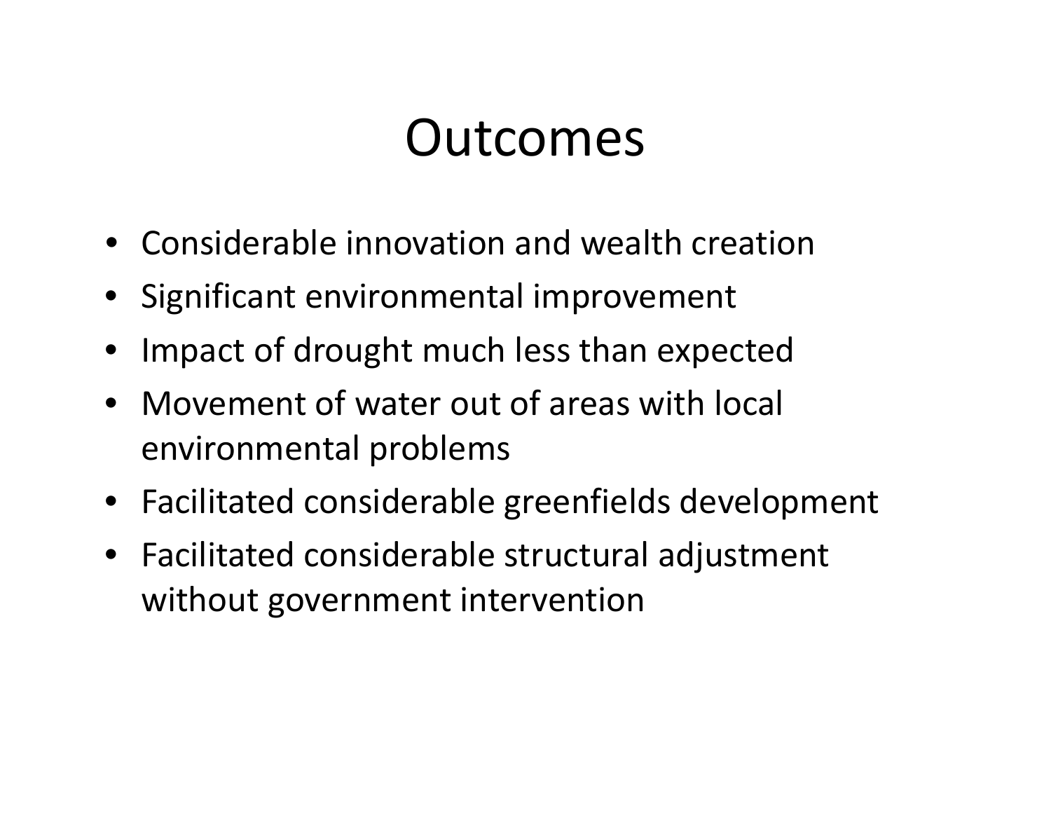# Outcomes

- Considerable innovation and wealth creation
- Significant environmental improvement
- Impact of drought much less than expected
- Movement of water out of areas with local environmental problems
- Facilitated considerable greenfields development
- Facilitated considerable structural adjustment without government intervention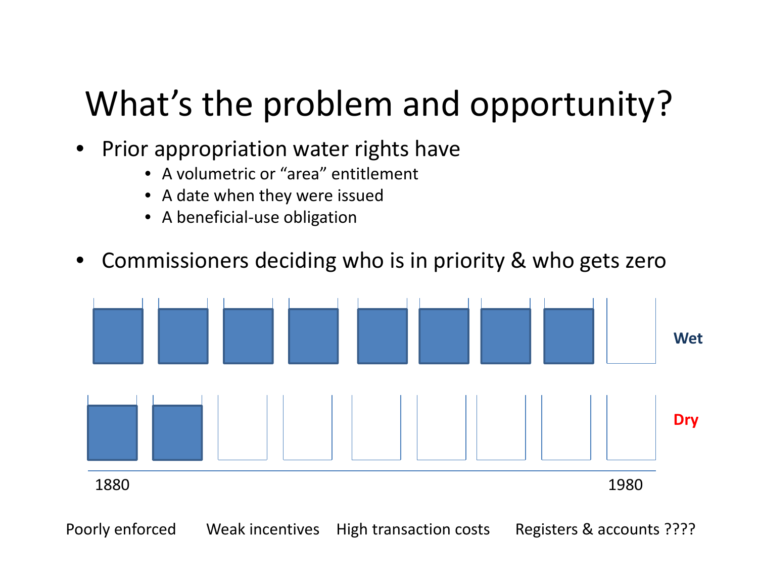# What's the problem and opportunity?

- Prior appropriation water rights have
  - A volumetric or "area" entitlement
  - A date when they were issued
  - A beneficial-use obligation

- Commissioners deciding who is in priority & who gets zero

Wet

Dry

1880

1980

Poorly enforced     Weak incentives     High transaction costs     Registers & accounts ????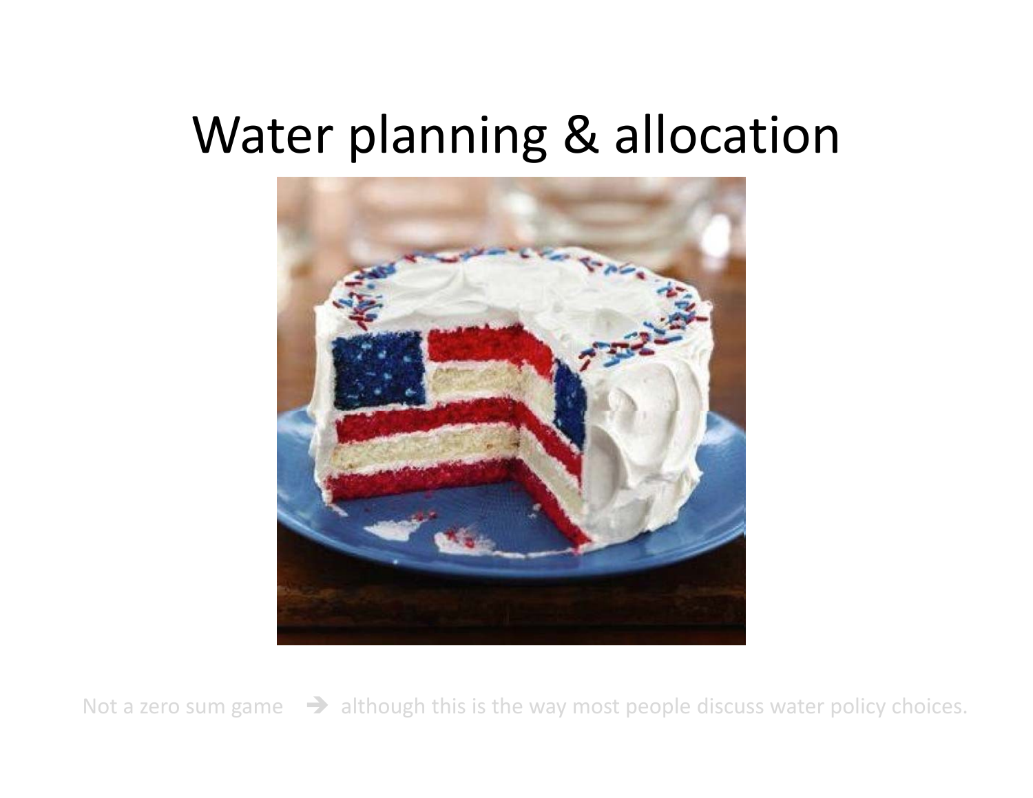# Water planning & allocation

Not a zero sum game ➔ although this is the way most people discuss water policy choices.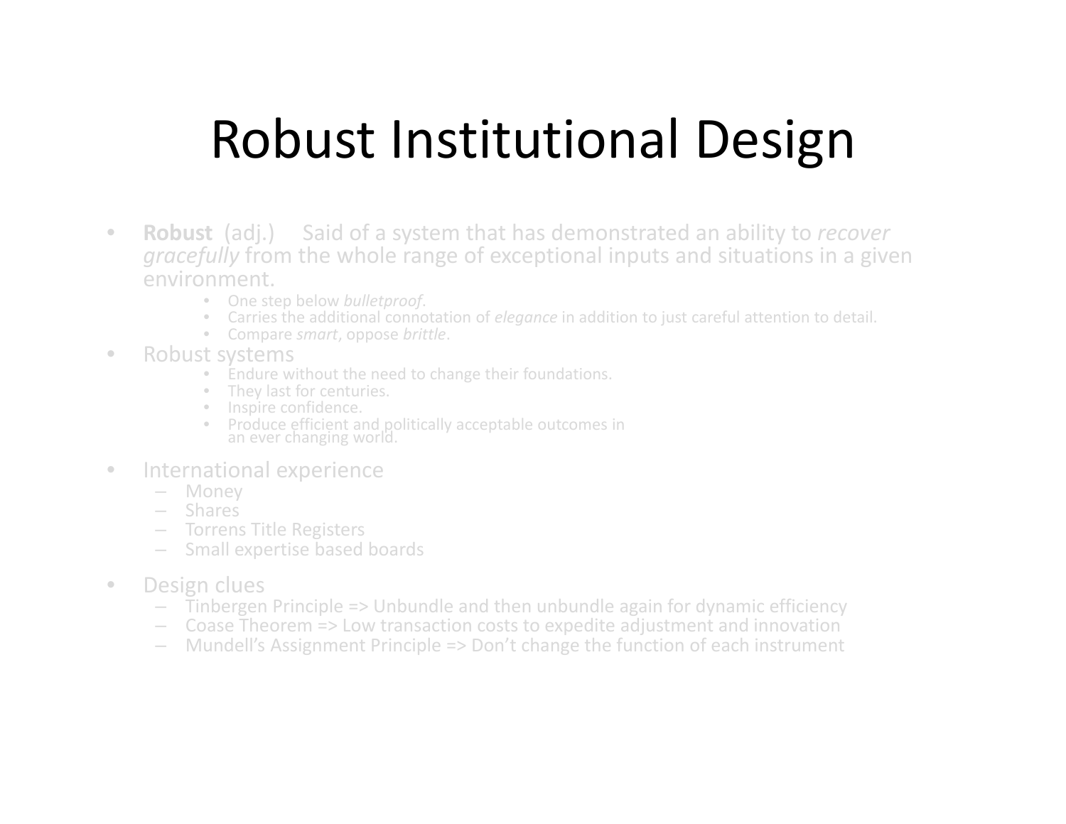# Robust Institutional Design

- **Robust** (adj.) Said of a system that has demonstrated an ability to *recover gracefully* from the whole range of exceptional inputs and situations in a given environment.
    - One step below *bulletproof*.
    - Carries the additional connotation of *elegance* in addition to just careful attention to detail.
    - Compare *smart*, oppose *brittle*.
- Robust systems
    - Endure without the need to change their foundations.
    - They last for centuries.
    - Inspire confidence.
    - Produce efficient and politically acceptable outcomes in an ever changing world.
- International experience
    - Money
    - Shares
    - Torrens Title Registers
    - Small expertise based boards
- Design clues
    - Tinbergen Principle => Unbundle and then unbundle again for dynamic efficiency
    - Coase Theorem => Low transaction costs to expedite adjustment and innovation
    - Mundell's Assignment Principle => Don't change the function of each instrument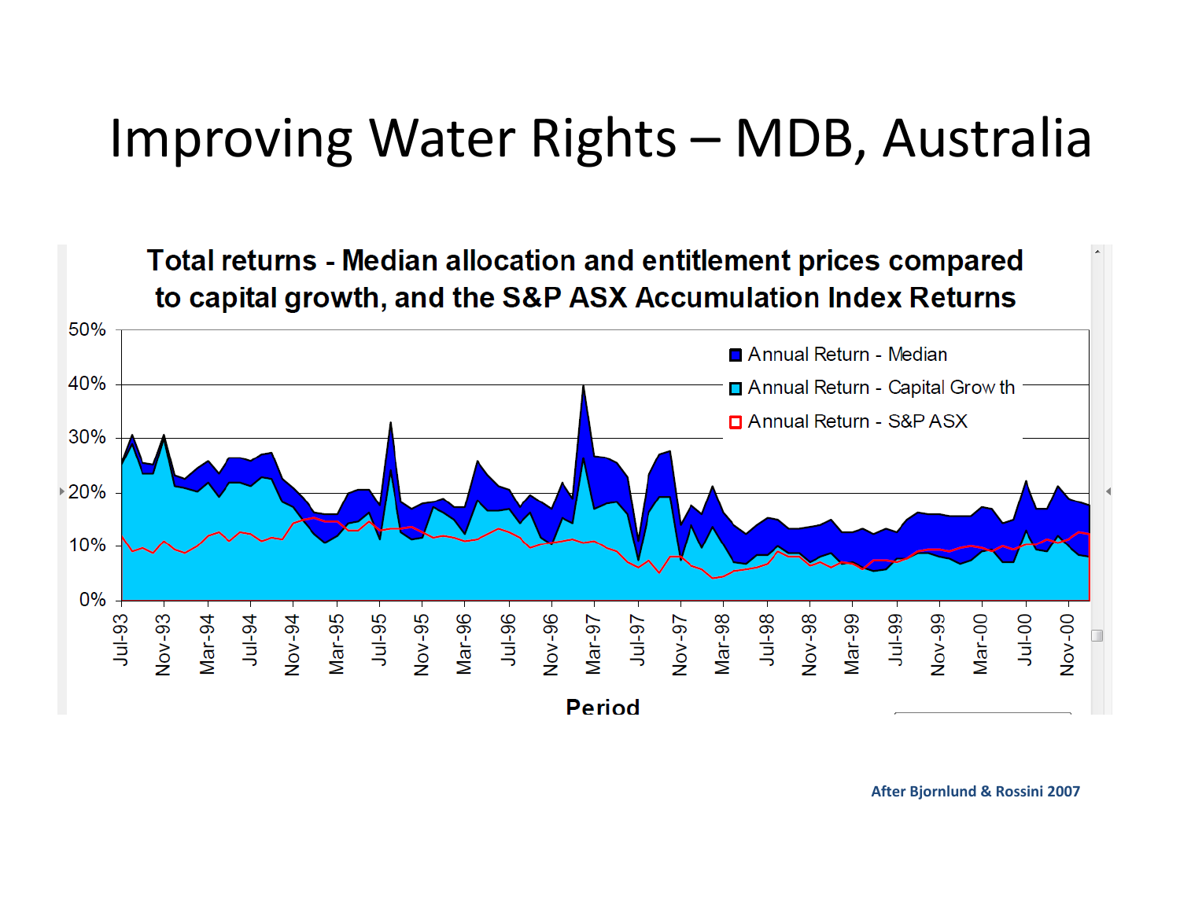# Improving Water Rights – MDB, Australia

**Total returns - Median allocation and entitlement prices compared to capital growth, and the S&P ASX Accumulation Index Returns**

Annual Return - Median
Annual Return - Capital Growth
Annual Return - S&P ASX

Period

After Bjornlund & Rossini 2007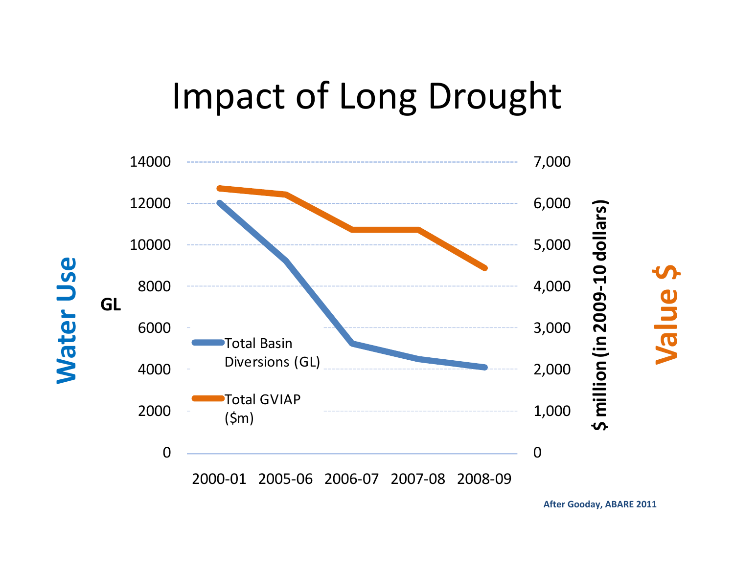# Impact of Long Drought

Water Use

GL

Value $

$ million (in 2009-10 dollars)

Total Basin Diversions (GL)

Total GVIAP ($m)

14000, 12000, 10000, 8000, 6000, 4000, 2000, 0

7,000, 6,000, 5,000, 4,000, 3,000, 2,000, 1,000, 0

2000-01 2005-06 2006-07 2007-08 2008-09

After Gooday, ABARE 2011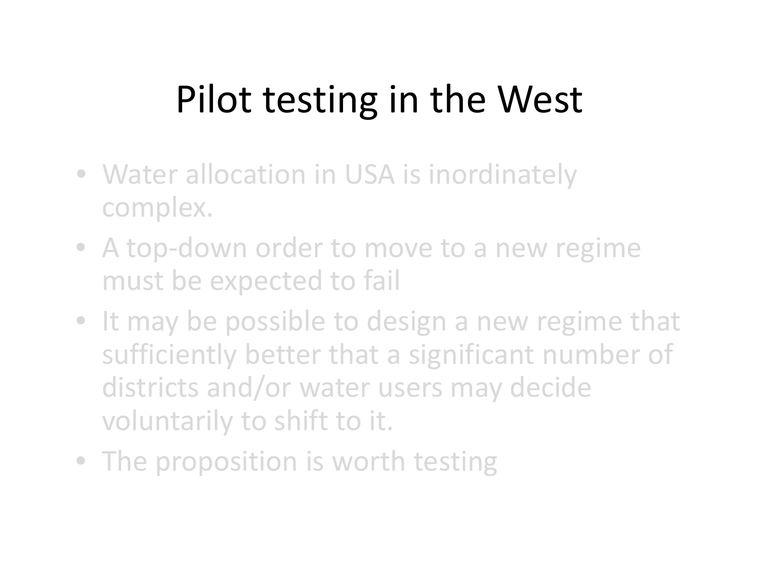# Pilot testing in the West

- Water allocation in USA is inordinately complex.
- A top-down order to move to a new regime must be expected to fail
- It may be possible to design a new regime that sufficiently better that a significant number of districts and/or water users may decide voluntarily to shift to it.
- The proposition is worth testing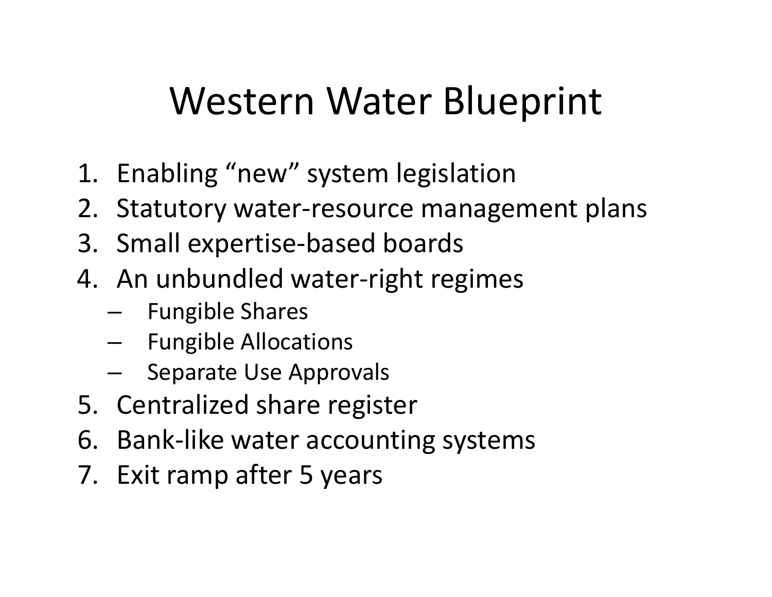# Western Water Blueprint

1. Enabling “new” system legislation
2. Statutory water-resource management plans
3. Small expertise-based boards
4. An unbundled water-right regimes
   - Fungible Shares
   - Fungible Allocations
   - Separate Use Approvals
5. Centralized share register
6. Bank-like water accounting systems
7. Exit ramp after 5 years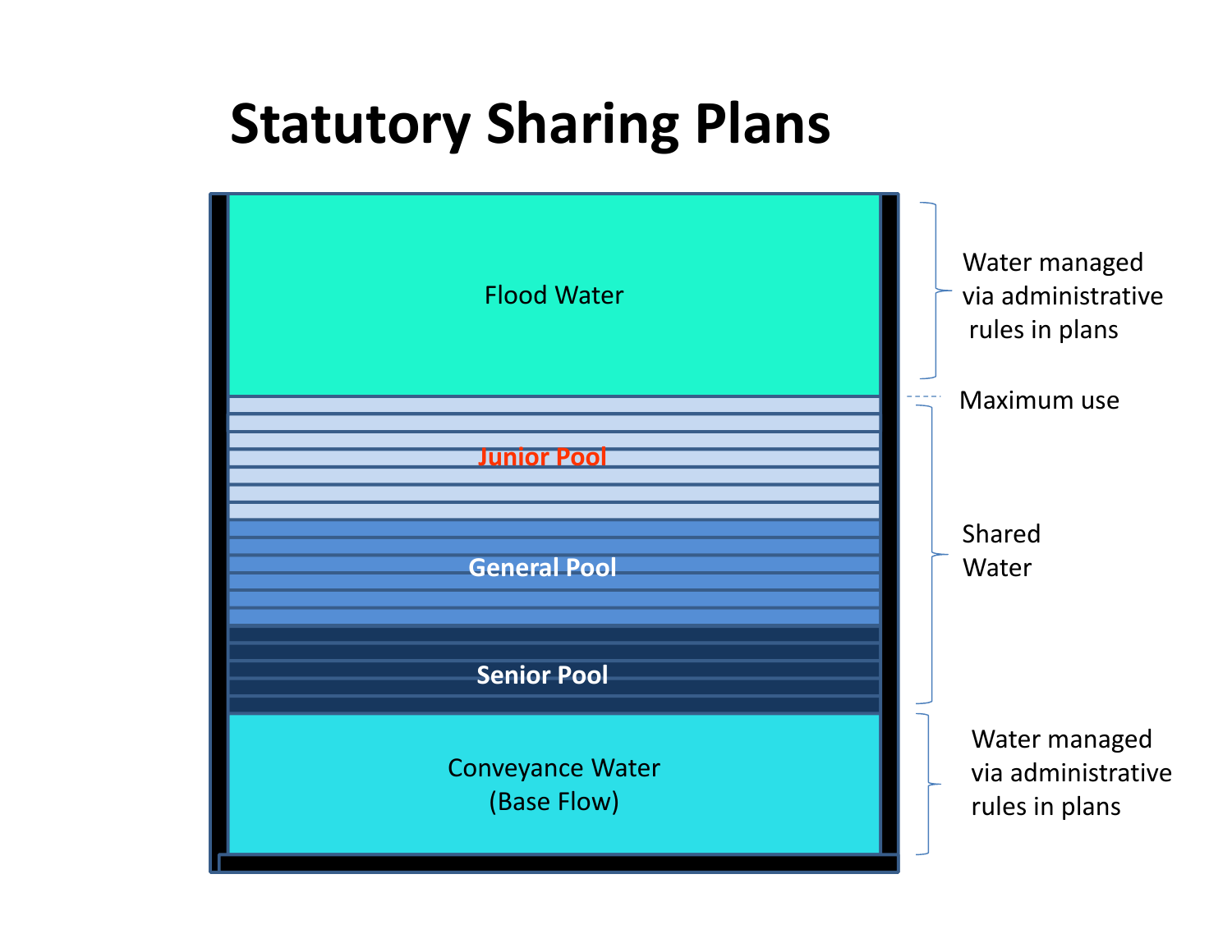# Statutory Sharing Plans

Flood Water

Junior Pool

General Pool

Senior Pool

Conveyance Water
(Base Flow)

Water managed via administrative rules in plans

Maximum use

Shared Water

Water managed via administrative rules in plans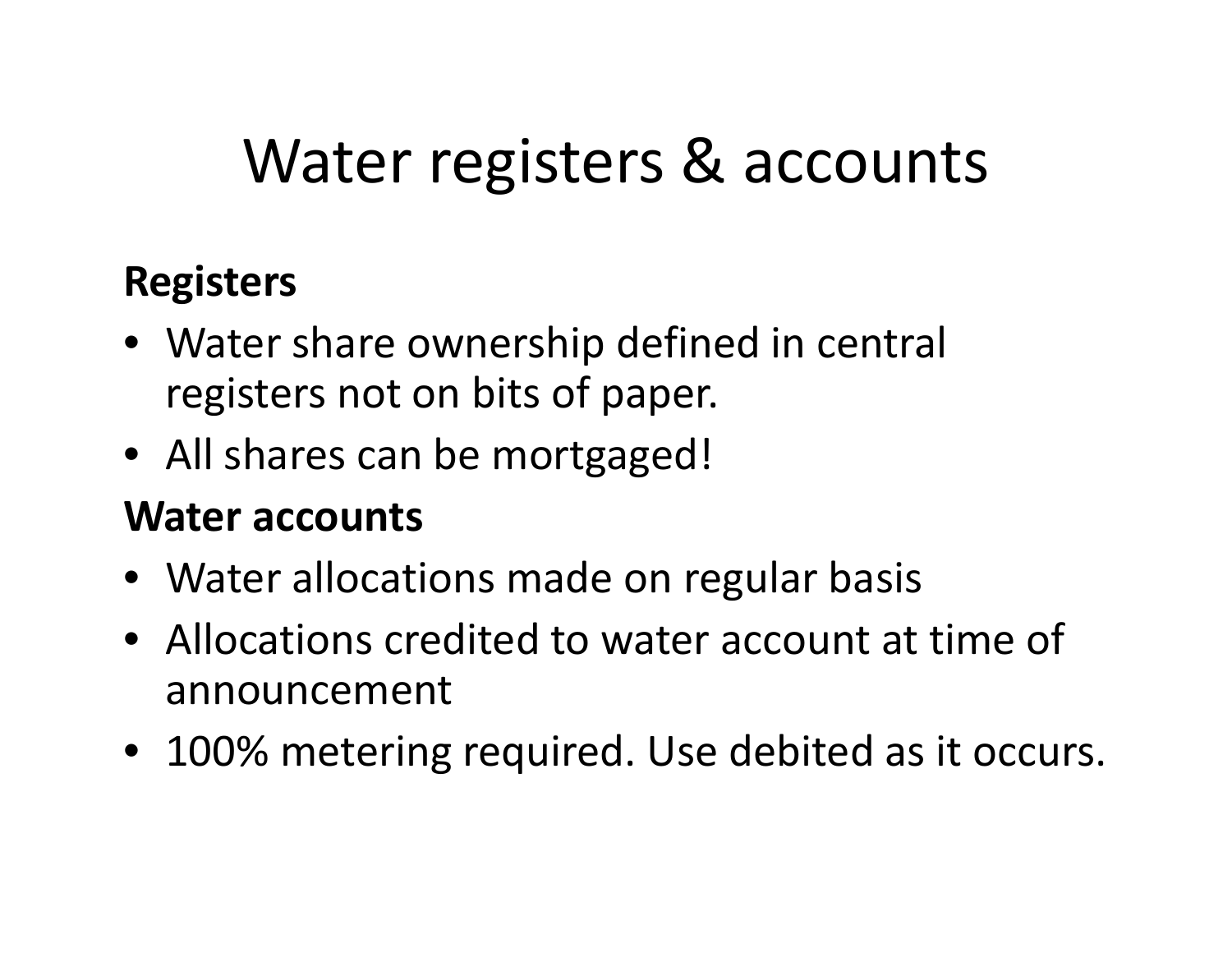# Water registers & accounts

**Registers**

- Water share ownership defined in central registers not on bits of paper.
- All shares can be mortgaged!

**Water accounts**

- Water allocations made on regular basis
- Allocations credited to water account at time of announcement
- 100% metering required. Use debited as it occurs.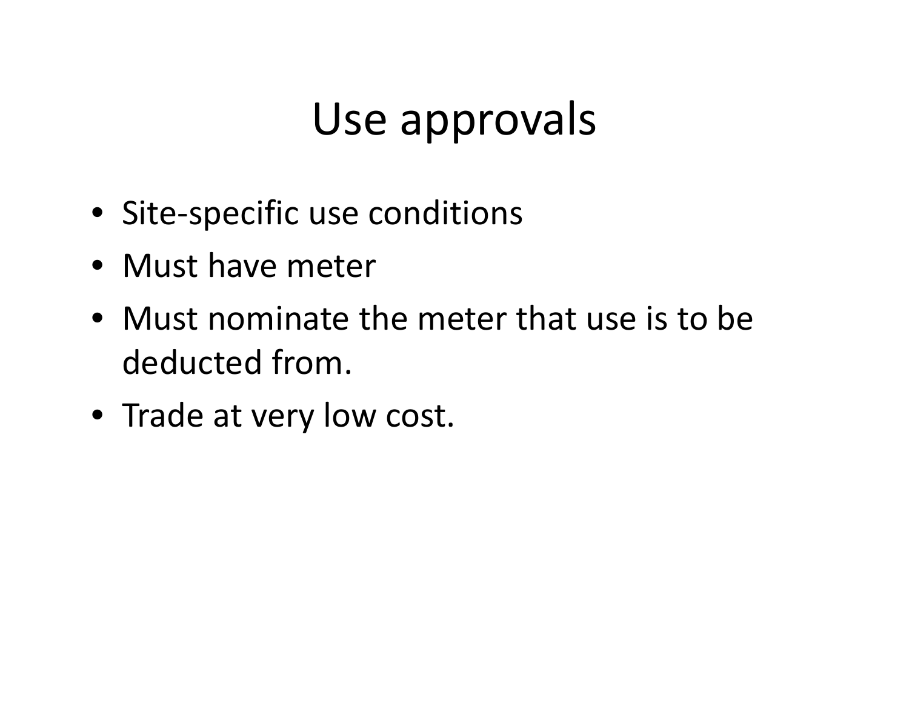# Use approvals

- Site-specific use conditions
- Must have meter
- Must nominate the meter that use is to be deducted from.
- Trade at very low cost.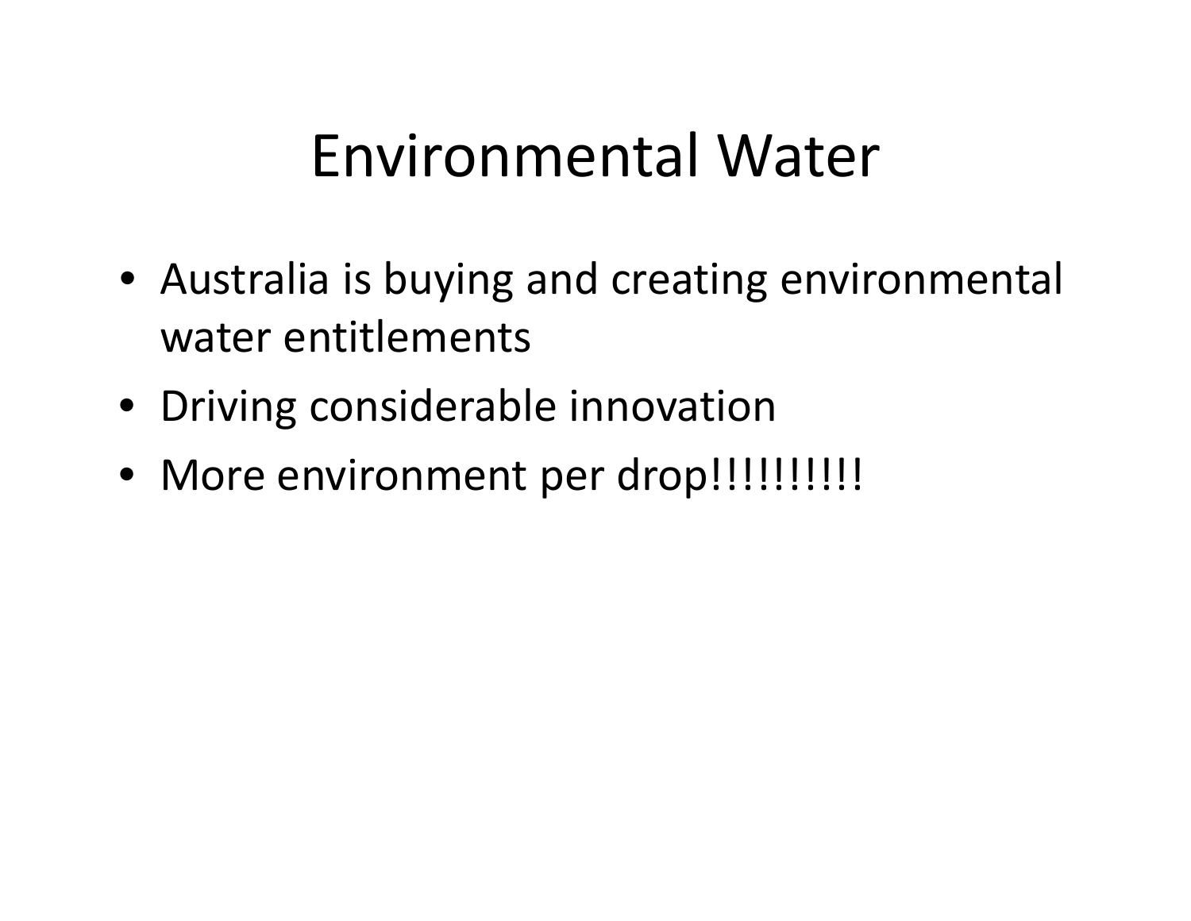# Environmental Water

- Australia is buying and creating environmental water entitlements
- Driving considerable innovation
- More environment per drop!!!!!!!!!!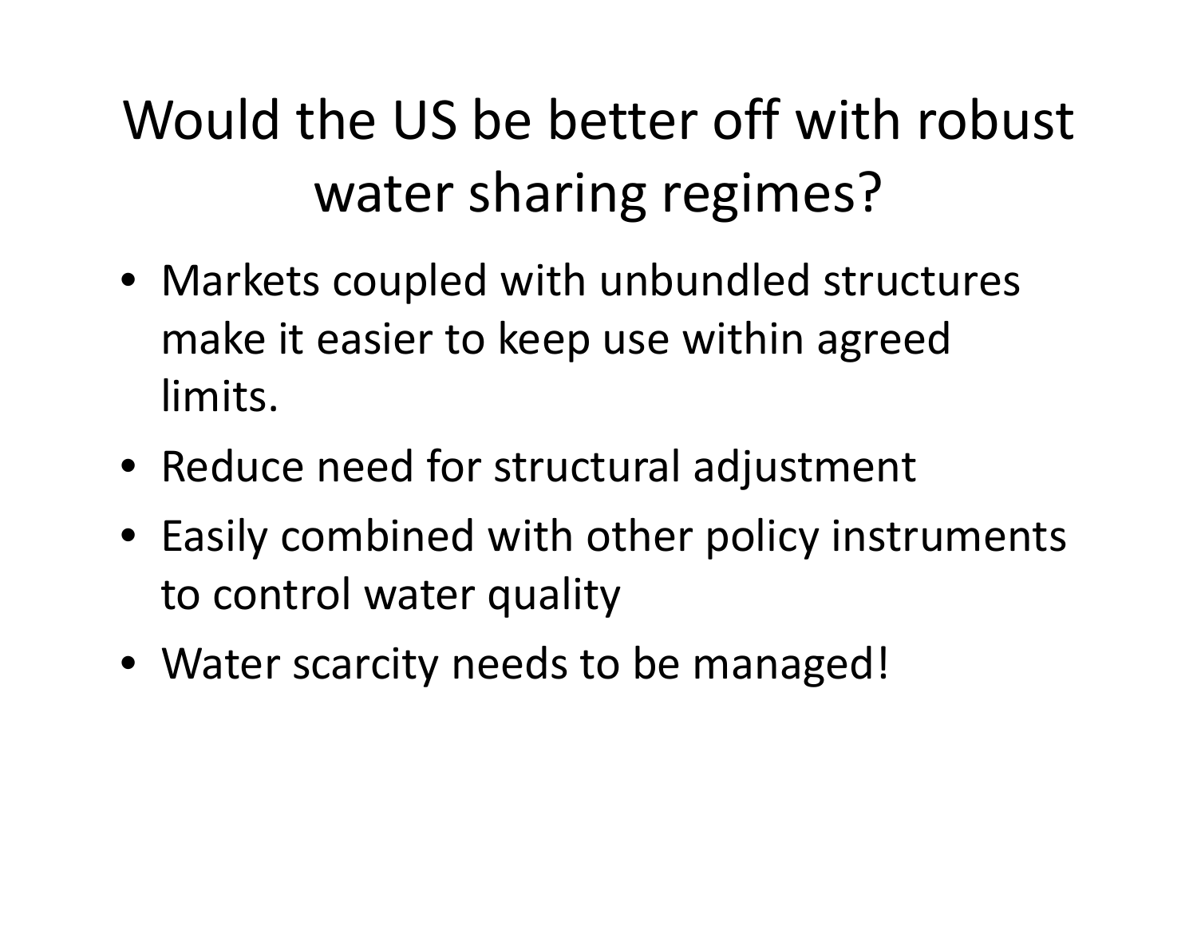# Would the US be better off with robust water sharing regimes?

- Markets coupled with unbundled structures make it easier to keep use within agreed limits.
- Reduce need for structural adjustment
- Easily combined with other policy instruments to control water quality
- Water scarcity needs to be managed!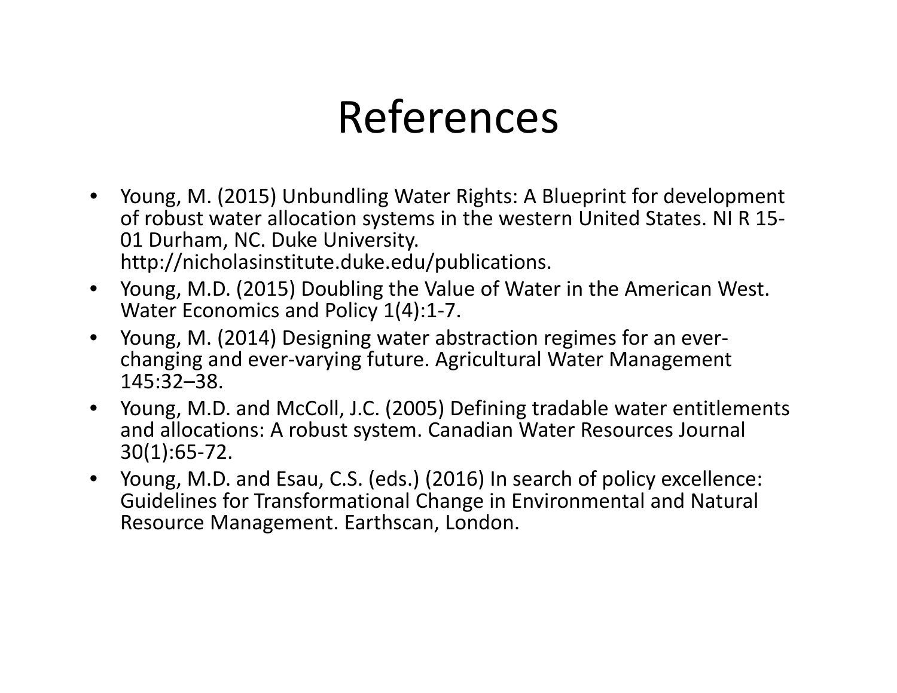# References

- Young, M. (2015) Unbundling Water Rights: A Blueprint for development of robust water allocation systems in the western United States. NI R 15-01 Durham, NC. Duke University. http://nicholasinstitute.duke.edu/publications.
- Young, M.D. (2015) Doubling the Value of Water in the American West. Water Economics and Policy 1(4):1-7.
- Young, M. (2014) Designing water abstraction regimes for an ever-changing and ever-varying future. Agricultural Water Management 145:32–38.
- Young, M.D. and McColl, J.C. (2005) Defining tradable water entitlements and allocations: A robust system. Canadian Water Resources Journal 30(1):65-72.
- Young, M.D. and Esau, C.S. (eds.) (2016) In search of policy excellence: Guidelines for Transformational Change in Environmental and Natural Resource Management. Earthscan, London.